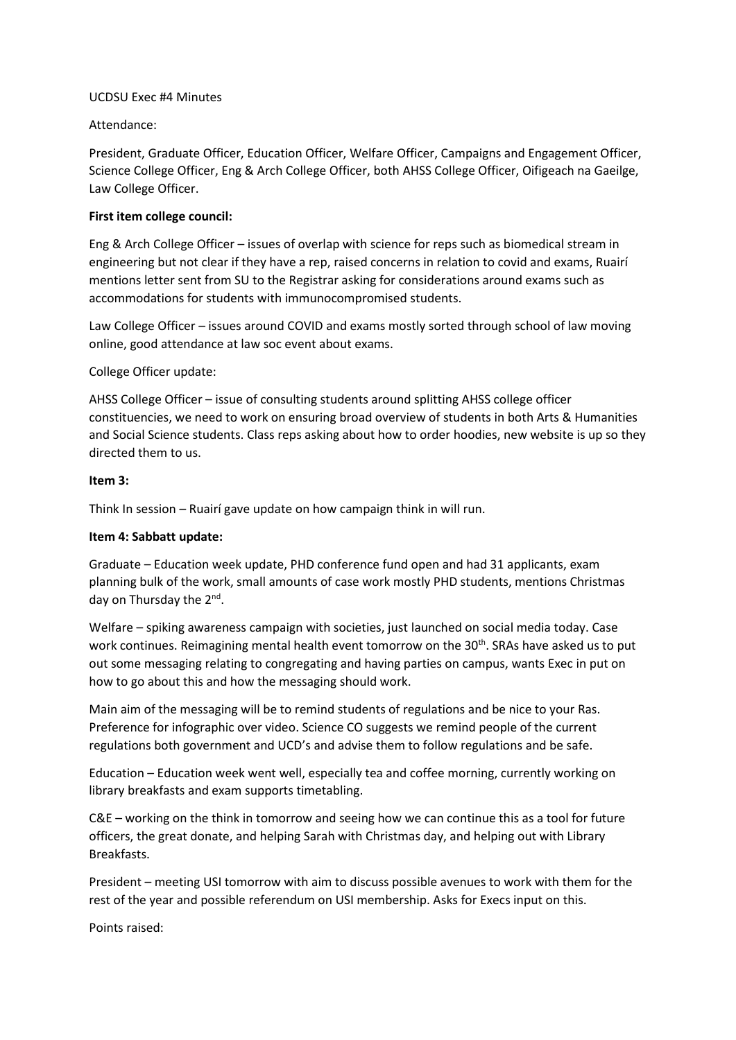UCDSU Exec #4 Minutes

Attendance:

President, Graduate Officer, Education Officer, Welfare Officer, Campaigns and Engagement Officer, Science College Officer, Eng & Arch College Officer, both AHSS College Officer, Oifigeach na Gaeilge, Law College Officer.

**First item college council:**

Eng & Arch College Officer – issues of overlap with science for reps such as biomedical stream in engineering but not clear if they have a rep, raised concerns in relation to covid and exams, Ruairí mentions letter sent from SU to the Registrar asking for considerations around exams such as accommodations for students with immunocompromised students.

Law College Officer – issues around COVID and exams mostly sorted through school of law moving online, good attendance at law soc event about exams.

College Officer update:

AHSS College Officer – issue of consulting students around splitting AHSS college officer constituencies, we need to work on ensuring broad overview of students in both Arts & Humanities and Social Science students. Class reps asking about how to order hoodies, new website is up so they directed them to us.

**Item 3:**

Think In session – Ruairí gave update on how campaign think in will run.

**Item 4: Sabbatt update:**

Graduate – Education week update, PHD conference fund open and had 31 applicants, exam planning bulk of the work, small amounts of case work mostly PHD students, mentions Christmas day on Thursday the 2nd.

Welfare – spiking awareness campaign with societies, just launched on social media today. Case work continues. Reimagining mental health event tomorrow on the 30th. SRAs have asked us to put out some messaging relating to congregating and having parties on campus, wants Exec in put on how to go about this and how the messaging should work.

Main aim of the messaging will be to remind students of regulations and be nice to your Ras. Preference for infographic over video. Science CO suggests we remind people of the current regulations both government and UCD's and advise them to follow regulations and be safe.

Education – Education week went well, especially tea and coffee morning, currently working on library breakfasts and exam supports timetabling.

C&E – working on the think in tomorrow and seeing how we can continue this as a tool for future officers, the great donate, and helping Sarah with Christmas day, and helping out with Library Breakfasts.

President – meeting USI tomorrow with aim to discuss possible avenues to work with them for the rest of the year and possible referendum on USI membership. Asks for Execs input on this.

Points raised: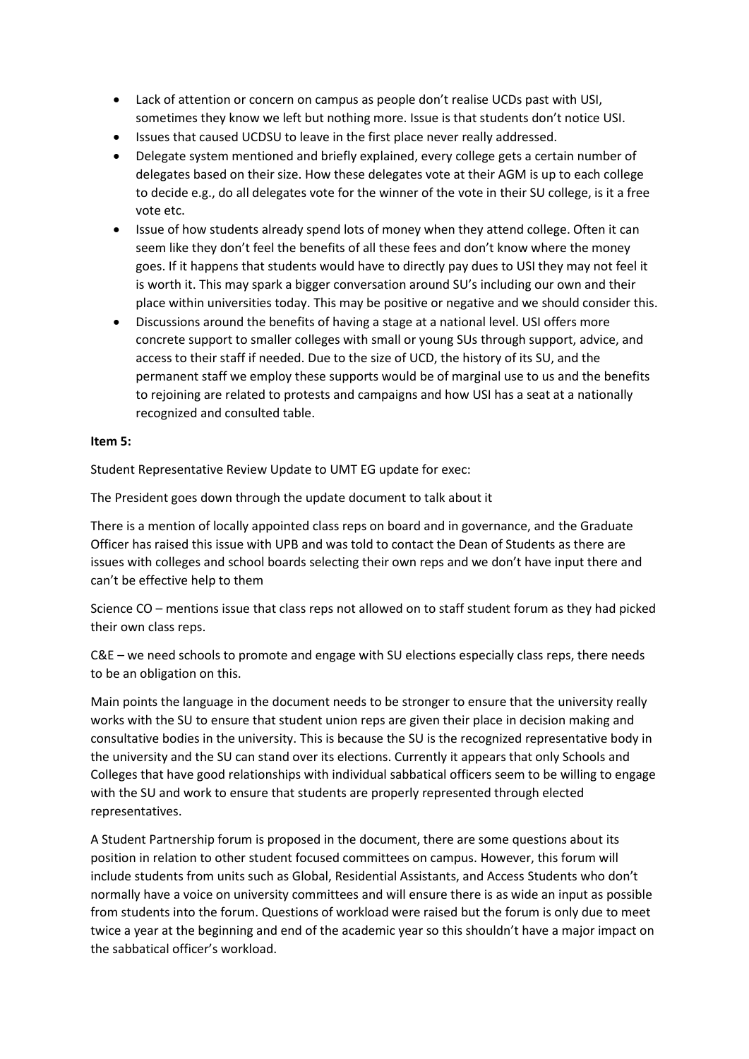- Lack of attention or concern on campus as people don't realise UCDs past with USI, sometimes they know we left but nothing more. Issue is that students don't notice USI.
- Issues that caused UCDSU to leave in the first place never really addressed.
- Delegate system mentioned and briefly explained, every college gets a certain number of delegates based on their size. How these delegates vote at their AGM is up to each college to decide e.g., do all delegates vote for the winner of the vote in their SU college, is it a free vote etc.
- Issue of how students already spend lots of money when they attend college. Often it can seem like they don't feel the benefits of all these fees and don't know where the money goes. If it happens that students would have to directly pay dues to USI they may not feel it is worth it. This may spark a bigger conversation around SU's including our own and their place within universities today. This may be positive or negative and we should consider this.
- Discussions around the benefits of having a stage at a national level. USI offers more concrete support to smaller colleges with small or young SUs through support, advice, and access to their staff if needed. Due to the size of UCD, the history of its SU, and the permanent staff we employ these supports would be of marginal use to us and the benefits to rejoining are related to protests and campaigns and how USI has a seat at a nationally recognized and consulted table.

**Item 5:**

Student Representative Review Update to UMT EG update for exec:

The President goes down through the update document to talk about it

There is a mention of locally appointed class reps on board and in governance, and the Graduate Officer has raised this issue with UPB and was told to contact the Dean of Students as there are issues with colleges and school boards selecting their own reps and we don't have input there and can't be effective help to them

Science CO – mentions issue that class reps not allowed on to staff student forum as they had picked their own class reps.

C&E – we need schools to promote and engage with SU elections especially class reps, there needs to be an obligation on this.

Main points the language in the document needs to be stronger to ensure that the university really works with the SU to ensure that student union reps are given their place in decision making and consultative bodies in the university. This is because the SU is the recognized representative body in the university and the SU can stand over its elections. Currently it appears that only Schools and Colleges that have good relationships with individual sabbatical officers seem to be willing to engage with the SU and work to ensure that students are properly represented through elected representatives.

A Student Partnership forum is proposed in the document, there are some questions about its position in relation to other student focused committees on campus. However, this forum will include students from units such as Global, Residential Assistants, and Access Students who don't normally have a voice on university committees and will ensure there is as wide an input as possible from students into the forum. Questions of workload were raised but the forum is only due to meet twice a year at the beginning and end of the academic year so this shouldn't have a major impact on the sabbatical officer's workload.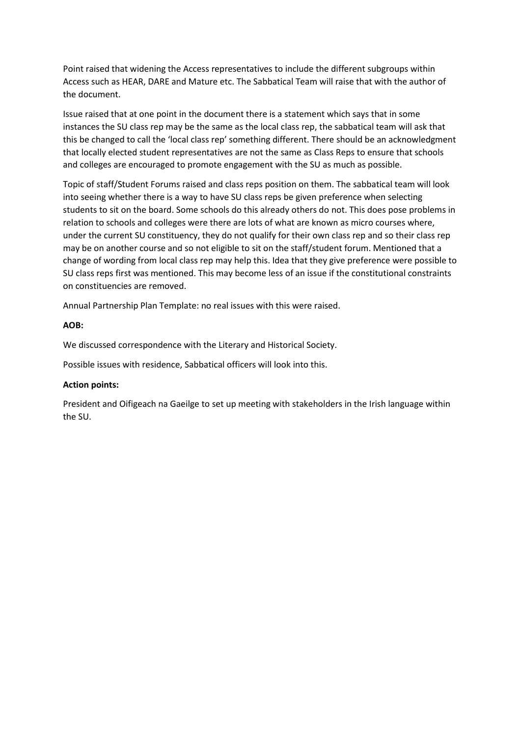Point raised that widening the Access representatives to include the different subgroups within Access such as HEAR, DARE and Mature etc. The Sabbatical Team will raise that with the author of the document.

Issue raised that at one point in the document there is a statement which says that in some instances the SU class rep may be the same as the local class rep, the sabbatical team will ask that this be changed to call the 'local class rep' something different. There should be an acknowledgment that locally elected student representatives are not the same as Class Reps to ensure that schools and colleges are encouraged to promote engagement with the SU as much as possible.

Topic of staff/Student Forums raised and class reps position on them. The sabbatical team will look into seeing whether there is a way to have SU class reps be given preference when selecting students to sit on the board. Some schools do this already others do not. This does pose problems in relation to schools and colleges were there are lots of what are known as micro courses where, under the current SU constituency, they do not qualify for their own class rep and so their class rep may be on another course and so not eligible to sit on the staff/student forum. Mentioned that a change of wording from local class rep may help this. Idea that they give preference were possible to SU class reps first was mentioned. This may become less of an issue if the constitutional constraints on constituencies are removed.

Annual Partnership Plan Template: no real issues with this were raised.

**AOB:**

We discussed correspondence with the Literary and Historical Society.

Possible issues with residence, Sabbatical officers will look into this.

**Action points:**

President and Oifigeach na Gaeilge to set up meeting with stakeholders in the Irish language within the SU.